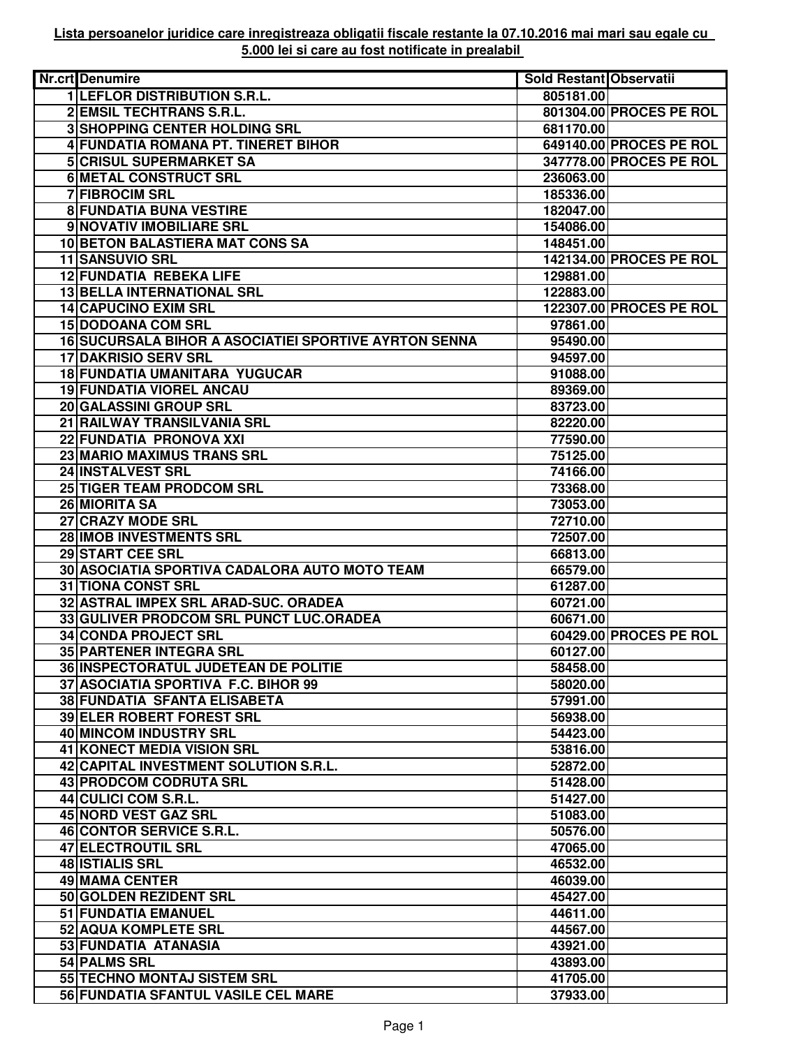**Lista persoanelor juridice care inregistreaza obligatii fiscale restante la 07.10.2016 mai mari sau egale cu 5.000 lei si care au fost notificate in prealabil**

| Nr.crt | Denumire | Sold Restant | Observatii |
|---|---|---|---|
| 1 | LEFLOR DISTRIBUTION S.R.L. | 805181.00 | |
| 2 | EMSIL TECHTRANS S.R.L. | 801304.00 | PROCES PE ROL |
| 3 | SHOPPING CENTER HOLDING SRL | 681170.00 | |
| 4 | FUNDATIA ROMANA PT. TINERET BIHOR | 649140.00 | PROCES PE ROL |
| 5 | CRISUL SUPERMARKET SA | 347778.00 | PROCES PE ROL |
| 6 | METAL CONSTRUCT SRL | 236063.00 | |
| 7 | FIBROCIM SRL | 185336.00 | |
| 8 | FUNDATIA BUNA VESTIRE | 182047.00 | |
| 9 | NOVATIV IMOBILIARE SRL | 154086.00 | |
| 10 | BETON BALASTIERA MAT CONS SA | 148451.00 | |
| 11 | SANSUVIO SRL | 142134.00 | PROCES PE ROL |
| 12 | FUNDATIA REBEKA LIFE | 129881.00 | |
| 13 | BELLA INTERNATIONAL SRL | 122883.00 | |
| 14 | CAPUCINO EXIM SRL | 122307.00 | PROCES PE ROL |
| 15 | DODOANA COM SRL | 97861.00 | |
| 16 | SUCURSALA BIHOR A ASOCIATIEI SPORTIVE AYRTON SENNA | 95490.00 | |
| 17 | DAKRISIO SERV SRL | 94597.00 | |
| 18 | FUNDATIA UMANITARA YUGUCAR | 91088.00 | |
| 19 | FUNDATIA VIOREL ANCAU | 89369.00 | |
| 20 | GALASSINI GROUP SRL | 83723.00 | |
| 21 | RAILWAY TRANSILVANIA SRL | 82220.00 | |
| 22 | FUNDATIA PRONOVA XXI | 77590.00 | |
| 23 | MARIO MAXIMUS TRANS SRL | 75125.00 | |
| 24 | INSTALVEST SRL | 74166.00 | |
| 25 | TIGER TEAM PRODCOM SRL | 73368.00 | |
| 26 | MIORITA SA | 73053.00 | |
| 27 | CRAZY MODE SRL | 72710.00 | |
| 28 | IMOB INVESTMENTS SRL | 72507.00 | |
| 29 | START CEE SRL | 66813.00 | |
| 30 | ASOCIATIA SPORTIVA CADALORA AUTO MOTO TEAM | 66579.00 | |
| 31 | TIONA CONST SRL | 61287.00 | |
| 32 | ASTRAL IMPEX SRL ARAD-SUC. ORADEA | 60721.00 | |
| 33 | GULIVER PRODCOM SRL PUNCT LUC.ORADEA | 60671.00 | |
| 34 | CONDA PROJECT SRL | 60429.00 | PROCES PE ROL |
| 35 | PARTENER INTEGRA SRL | 60127.00 | |
| 36 | INSPECTORATUL JUDETEAN DE POLITIE | 58458.00 | |
| 37 | ASOCIATIA SPORTIVA F.C. BIHOR 99 | 58020.00 | |
| 38 | FUNDATIA SFANTA ELISABETA | 57991.00 | |
| 39 | ELER ROBERT FOREST SRL | 56938.00 | |
| 40 | MINCOM INDUSTRY SRL | 54423.00 | |
| 41 | KONECT MEDIA VISION SRL | 53816.00 | |
| 42 | CAPITAL INVESTMENT SOLUTION S.R.L. | 52872.00 | |
| 43 | PRODCOM CODRUTA SRL | 51428.00 | |
| 44 | CULICI COM S.R.L. | 51427.00 | |
| 45 | NORD VEST GAZ SRL | 51083.00 | |
| 46 | CONTOR SERVICE S.R.L. | 50576.00 | |
| 47 | ELECTROUTIL SRL | 47065.00 | |
| 48 | ISTIALIS SRL | 46532.00 | |
| 49 | MAMA CENTER | 46039.00 | |
| 50 | GOLDEN REZIDENT SRL | 45427.00 | |
| 51 | FUNDATIA EMANUEL | 44611.00 | |
| 52 | AQUA KOMPLETE SRL | 44567.00 | |
| 53 | FUNDATIA ATANASIA | 43921.00 | |
| 54 | PALMS SRL | 43893.00 | |
| 55 | TECHNO MONTAJ SISTEM SRL | 41705.00 | |
| 56 | FUNDATIA SFANTUL VASILE CEL MARE | 37933.00 | |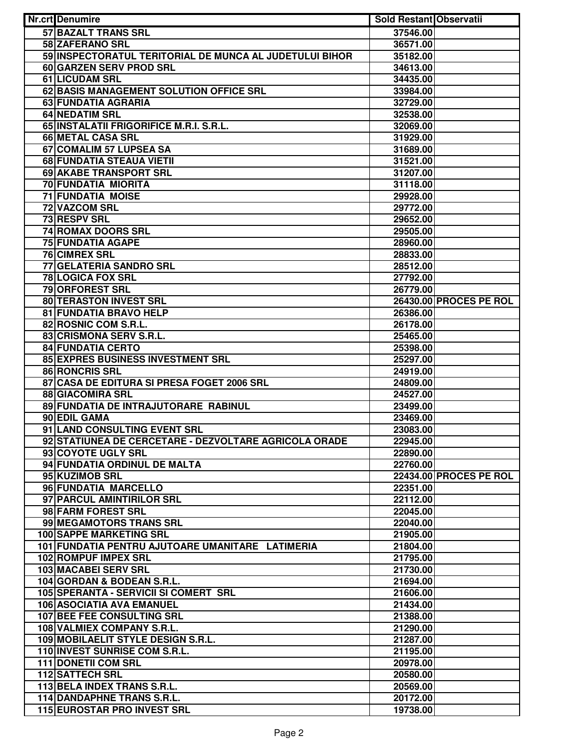| Nr.crt | Denumire | Sold Restant | Observatii |
|---|---|---|---|
| 57 | BAZALT TRANS SRL | 37546.00 | |
| 58 | ZAFERANO SRL | 36571.00 | |
| 59 | INSPECTORATUL TERITORIAL DE MUNCA AL JUDETULUI BIHOR | 35182.00 | |
| 60 | GARZEN SERV PROD SRL | 34613.00 | |
| 61 | LICUDAM SRL | 34435.00 | |
| 62 | BASIS MANAGEMENT SOLUTION OFFICE SRL | 33984.00 | |
| 63 | FUNDATIA AGRARIA | 32729.00 | |
| 64 | NEDATIM SRL | 32538.00 | |
| 65 | INSTALATII FRIGORIFICE M.R.I. S.R.L. | 32069.00 | |
| 66 | METAL CASA SRL | 31929.00 | |
| 67 | COMALIM 57 LUPSEA SA | 31689.00 | |
| 68 | FUNDATIA STEAUA VIETII | 31521.00 | |
| 69 | AKABE TRANSPORT SRL | 31207.00 | |
| 70 | FUNDATIA MIORITA | 31118.00 | |
| 71 | FUNDATIA MOISE | 29928.00 | |
| 72 | VAZCOM SRL | 29772.00 | |
| 73 | RESPV SRL | 29652.00 | |
| 74 | ROMAX DOORS SRL | 29505.00 | |
| 75 | FUNDATIA AGAPE | 28960.00 | |
| 76 | CIMREX SRL | 28833.00 | |
| 77 | GELATERIA SANDRO SRL | 28512.00 | |
| 78 | LOGICA FOX SRL | 27792.00 | |
| 79 | ORFOREST SRL | 26779.00 | |
| 80 | TERASTON INVEST SRL | 26430.00 | PROCES PE ROL |
| 81 | FUNDATIA BRAVO HELP | 26386.00 | |
| 82 | ROSNIC COM S.R.L. | 26178.00 | |
| 83 | CRISMONA SERV S.R.L. | 25465.00 | |
| 84 | FUNDATIA CERTO | 25398.00 | |
| 85 | EXPRES BUSINESS INVESTMENT SRL | 25297.00 | |
| 86 | RONCRIS SRL | 24919.00 | |
| 87 | CASA DE EDITURA SI PRESA FOGET 2006 SRL | 24809.00 | |
| 88 | GIACOMIRA SRL | 24527.00 | |
| 89 | FUNDATIA DE INTRAJUTORARE RABINUL | 23499.00 | |
| 90 | EDIL GAMA | 23469.00 | |
| 91 | LAND CONSULTING EVENT SRL | 23083.00 | |
| 92 | STATIUNEA DE CERCETARE - DEZVOLTARE AGRICOLA ORADE | 22945.00 | |
| 93 | COYOTE UGLY SRL | 22890.00 | |
| 94 | FUNDATIA ORDINUL DE MALTA | 22760.00 | |
| 95 | KUZIMOB SRL | 22434.00 | PROCES PE ROL |
| 96 | FUNDATIA MARCELLO | 22351.00 | |
| 97 | PARCUL AMINTIRILOR SRL | 22112.00 | |
| 98 | FARM FOREST SRL | 22045.00 | |
| 99 | MEGAMOTORS TRANS SRL | 22040.00 | |
| 100 | SAPPE MARKETING SRL | 21905.00 | |
| 101 | FUNDATIA PENTRU AJUTOARE UMANITARE LATIMERIA | 21804.00 | |
| 102 | ROMPUF IMPEX SRL | 21795.00 | |
| 103 | MACABEI SERV SRL | 21730.00 | |
| 104 | GORDAN & BODEAN S.R.L. | 21694.00 | |
| 105 | SPERANTA - SERVICII SI COMERT SRL | 21606.00 | |
| 106 | ASOCIATIA AVA EMANUEL | 21434.00 | |
| 107 | BEE FEE CONSULTING SRL | 21388.00 | |
| 108 | VALMIEX COMPANY S.R.L. | 21290.00 | |
| 109 | MOBILAELIT STYLE DESIGN S.R.L. | 21287.00 | |
| 110 | INVEST SUNRISE COM S.R.L. | 21195.00 | |
| 111 | DONETII COM SRL | 20978.00 | |
| 112 | SATTECH SRL | 20580.00 | |
| 113 | BELA INDEX TRANS S.R.L. | 20569.00 | |
| 114 | DANDAPHNE TRANS S.R.L. | 20172.00 | |
| 115 | EUROSTAR PRO INVEST SRL | 19738.00 | |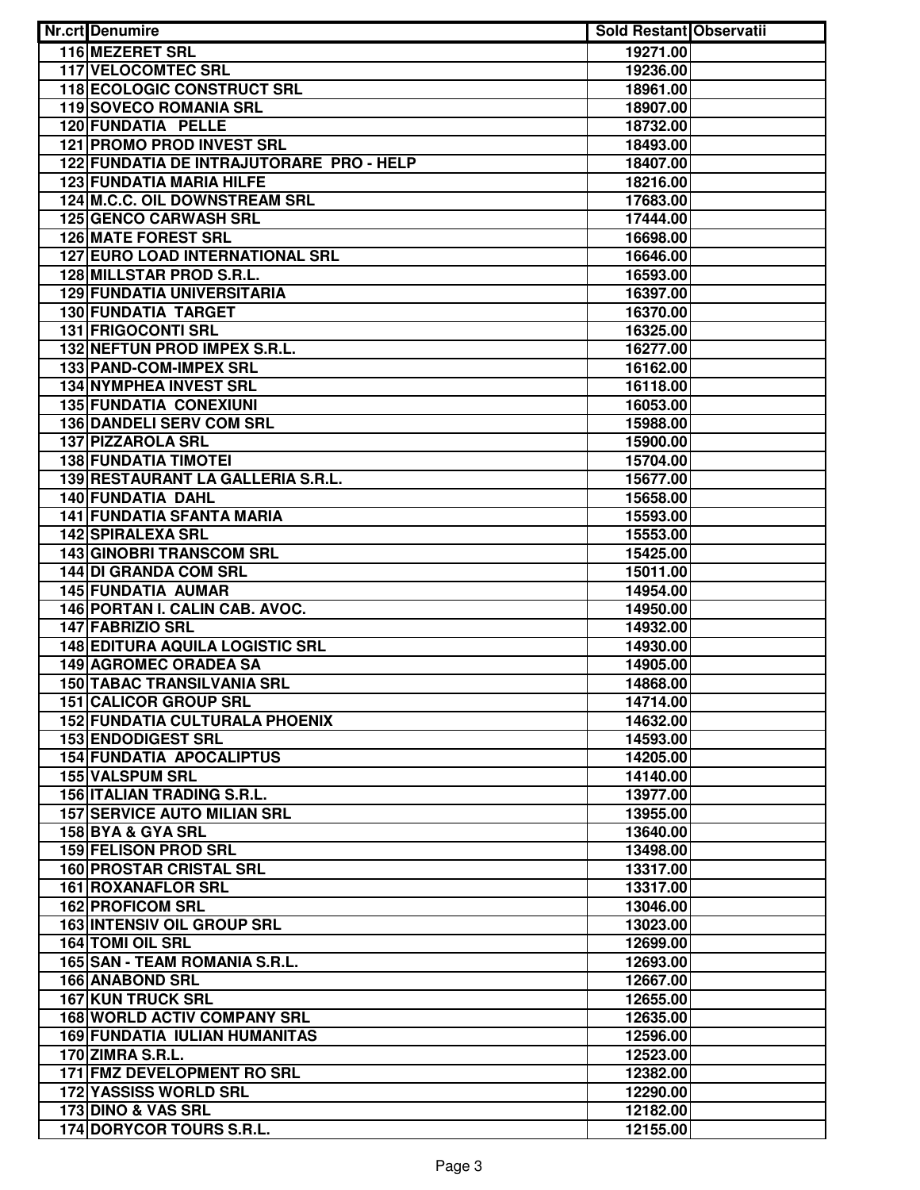| Nr.crt | Denumire | Sold Restant | Observatii |
| --- | --- | --- | --- |
| 116 | MEZERET SRL | 19271.00 | |
| 117 | VELOCOMTEC SRL | 19236.00 | |
| 118 | ECOLOGIC CONSTRUCT SRL | 18961.00 | |
| 119 | SOVECO ROMANIA SRL | 18907.00 | |
| 120 | FUNDATIA PELLE | 18732.00 | |
| 121 | PROMO PROD INVEST SRL | 18493.00 | |
| 122 | FUNDATIA DE INTRAJUTORARE PRO - HELP | 18407.00 | |
| 123 | FUNDATIA MARIA HILFE | 18216.00 | |
| 124 | M.C.C. OIL DOWNSTREAM SRL | 17683.00 | |
| 125 | GENCO CARWASH SRL | 17444.00 | |
| 126 | MATE FOREST SRL | 16698.00 | |
| 127 | EURO LOAD INTERNATIONAL SRL | 16646.00 | |
| 128 | MILLSTAR PROD S.R.L. | 16593.00 | |
| 129 | FUNDATIA UNIVERSITARIA | 16397.00 | |
| 130 | FUNDATIA TARGET | 16370.00 | |
| 131 | FRIGOCONTI SRL | 16325.00 | |
| 132 | NEFTUN PROD IMPEX S.R.L. | 16277.00 | |
| 133 | PAND-COM-IMPEX SRL | 16162.00 | |
| 134 | NYMPHEA INVEST SRL | 16118.00 | |
| 135 | FUNDATIA CONEXIUNI | 16053.00 | |
| 136 | DANDELI SERV COM SRL | 15988.00 | |
| 137 | PIZZAROLA SRL | 15900.00 | |
| 138 | FUNDATIA TIMOTEI | 15704.00 | |
| 139 | RESTAURANT LA GALLERIA S.R.L. | 15677.00 | |
| 140 | FUNDATIA DAHL | 15658.00 | |
| 141 | FUNDATIA SFANTA MARIA | 15593.00 | |
| 142 | SPIRALEXA SRL | 15553.00 | |
| 143 | GINOBRI TRANSCOM SRL | 15425.00 | |
| 144 | DI GRANDA COM SRL | 15011.00 | |
| 145 | FUNDATIA AUMAR | 14954.00 | |
| 146 | PORTAN I. CALIN CAB. AVOC. | 14950.00 | |
| 147 | FABRIZIO SRL | 14932.00 | |
| 148 | EDITURA AQUILA LOGISTIC SRL | 14930.00 | |
| 149 | AGROMEC ORADEA SA | 14905.00 | |
| 150 | TABAC TRANSILVANIA SRL | 14868.00 | |
| 151 | CALICOR GROUP SRL | 14714.00 | |
| 152 | FUNDATIA CULTURALA PHOENIX | 14632.00 | |
| 153 | ENDODIGEST SRL | 14593.00 | |
| 154 | FUNDATIA APOCALIPTUS | 14205.00 | |
| 155 | VALSPUM SRL | 14140.00 | |
| 156 | ITALIAN TRADING S.R.L. | 13977.00 | |
| 157 | SERVICE AUTO MILIAN SRL | 13955.00 | |
| 158 | BYA & GYA SRL | 13640.00 | |
| 159 | FELISON PROD SRL | 13498.00 | |
| 160 | PROSTAR CRISTAL SRL | 13317.00 | |
| 161 | ROXANAFLOR SRL | 13317.00 | |
| 162 | PROFICOM SRL | 13046.00 | |
| 163 | INTENSIV OIL GROUP SRL | 13023.00 | |
| 164 | TOMI OIL SRL | 12699.00 | |
| 165 | SAN - TEAM ROMANIA S.R.L. | 12693.00 | |
| 166 | ANABOND SRL | 12667.00 | |
| 167 | KUN TRUCK SRL | 12655.00 | |
| 168 | WORLD ACTIV COMPANY SRL | 12635.00 | |
| 169 | FUNDATIA IULIAN HUMANITAS | 12596.00 | |
| 170 | ZIMRA S.R.L. | 12523.00 | |
| 171 | FMZ DEVELOPMENT RO SRL | 12382.00 | |
| 172 | YASSISS WORLD SRL | 12290.00 | |
| 173 | DINO & VAS SRL | 12182.00 | |
| 174 | DORYCOR TOURS S.R.L. | 12155.00 | |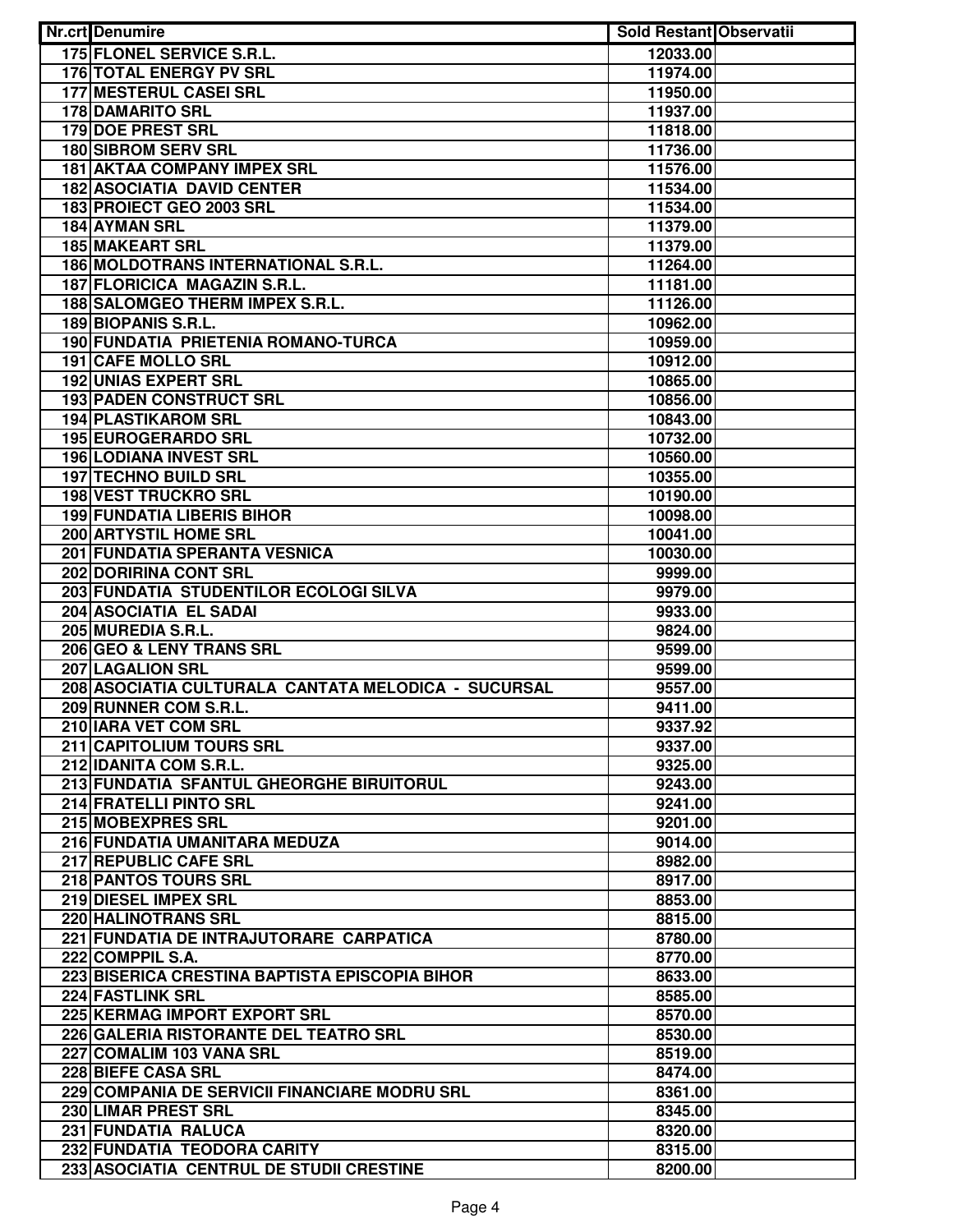| Nr.crt | Denumire | Sold Restant | Observatii |
|---|---|---|---|
| 175 | FLONEL SERVICE S.R.L. | 12033.00 | |
| 176 | TOTAL ENERGY PV SRL | 11974.00 | |
| 177 | MESTERUL CASEI SRL | 11950.00 | |
| 178 | DAMARITO SRL | 11937.00 | |
| 179 | DOE PREST SRL | 11818.00 | |
| 180 | SIBROM SERV SRL | 11736.00 | |
| 181 | AKTAA COMPANY IMPEX SRL | 11576.00 | |
| 182 | ASOCIATIA DAVID CENTER | 11534.00 | |
| 183 | PROIECT GEO 2003 SRL | 11534.00 | |
| 184 | AYMAN SRL | 11379.00 | |
| 185 | MAKEART SRL | 11379.00 | |
| 186 | MOLDOTRANS INTERNATIONAL S.R.L. | 11264.00 | |
| 187 | FLORICICA MAGAZIN S.R.L. | 11181.00 | |
| 188 | SALOMGEO THERM IMPEX S.R.L. | 11126.00 | |
| 189 | BIOPANIS S.R.L. | 10962.00 | |
| 190 | FUNDATIA PRIETENIA ROMANO-TURCA | 10959.00 | |
| 191 | CAFE MOLLO SRL | 10912.00 | |
| 192 | UNIAS EXPERT SRL | 10865.00 | |
| 193 | PADEN CONSTRUCT SRL | 10856.00 | |
| 194 | PLASTIKAROM SRL | 10843.00 | |
| 195 | EUROGERARDO SRL | 10732.00 | |
| 196 | LODIANA INVEST SRL | 10560.00 | |
| 197 | TECHNO BUILD SRL | 10355.00 | |
| 198 | VEST TRUCKRO SRL | 10190.00 | |
| 199 | FUNDATIA LIBERIS BIHOR | 10098.00 | |
| 200 | ARTYSTIL HOME SRL | 10041.00 | |
| 201 | FUNDATIA SPERANTA VESNICA | 10030.00 | |
| 202 | DORIRINA CONT SRL | 9999.00 | |
| 203 | FUNDATIA STUDENTILOR ECOLOGI SILVA | 9979.00 | |
| 204 | ASOCIATIA EL SADAI | 9933.00 | |
| 205 | MUREDIA S.R.L. | 9824.00 | |
| 206 | GEO & LENY TRANS SRL | 9599.00 | |
| 207 | LAGALION SRL | 9599.00 | |
| 208 | ASOCIATIA CULTURALA CANTATA MELODICA - SUCURSAL | 9557.00 | |
| 209 | RUNNER COM S.R.L. | 9411.00 | |
| 210 | IARA VET COM SRL | 9337.92 | |
| 211 | CAPITOLIUM TOURS SRL | 9337.00 | |
| 212 | IDANITA COM S.R.L. | 9325.00 | |
| 213 | FUNDATIA SFANTUL GHEORGHE BIRUITORUL | 9243.00 | |
| 214 | FRATELLI PINTO SRL | 9241.00 | |
| 215 | MOBEXPRES SRL | 9201.00 | |
| 216 | FUNDATIA UMANITARA MEDUZA | 9014.00 | |
| 217 | REPUBLIC CAFE SRL | 8982.00 | |
| 218 | PANTOS TOURS SRL | 8917.00 | |
| 219 | DIESEL IMPEX SRL | 8853.00 | |
| 220 | HALINOTRANS SRL | 8815.00 | |
| 221 | FUNDATIA DE INTRAJUTORARE CARPATICA | 8780.00 | |
| 222 | COMPPIL S.A. | 8770.00 | |
| 223 | BISERICA CRESTINA BAPTISTA EPISCOPIA BIHOR | 8633.00 | |
| 224 | FASTLINK SRL | 8585.00 | |
| 225 | KERMAG IMPORT EXPORT SRL | 8570.00 | |
| 226 | GALERIA RISTORANTE DEL TEATRO SRL | 8530.00 | |
| 227 | COMALIM 103 VANA SRL | 8519.00 | |
| 228 | BIEFE CASA SRL | 8474.00 | |
| 229 | COMPANIA DE SERVICII FINANCIARE MODRU SRL | 8361.00 | |
| 230 | LIMAR PREST SRL | 8345.00 | |
| 231 | FUNDATIA RALUCA | 8320.00 | |
| 232 | FUNDATIA TEODORA CARITY | 8315.00 | |
| 233 | ASOCIATIA CENTRUL DE STUDII CRESTINE | 8200.00 | |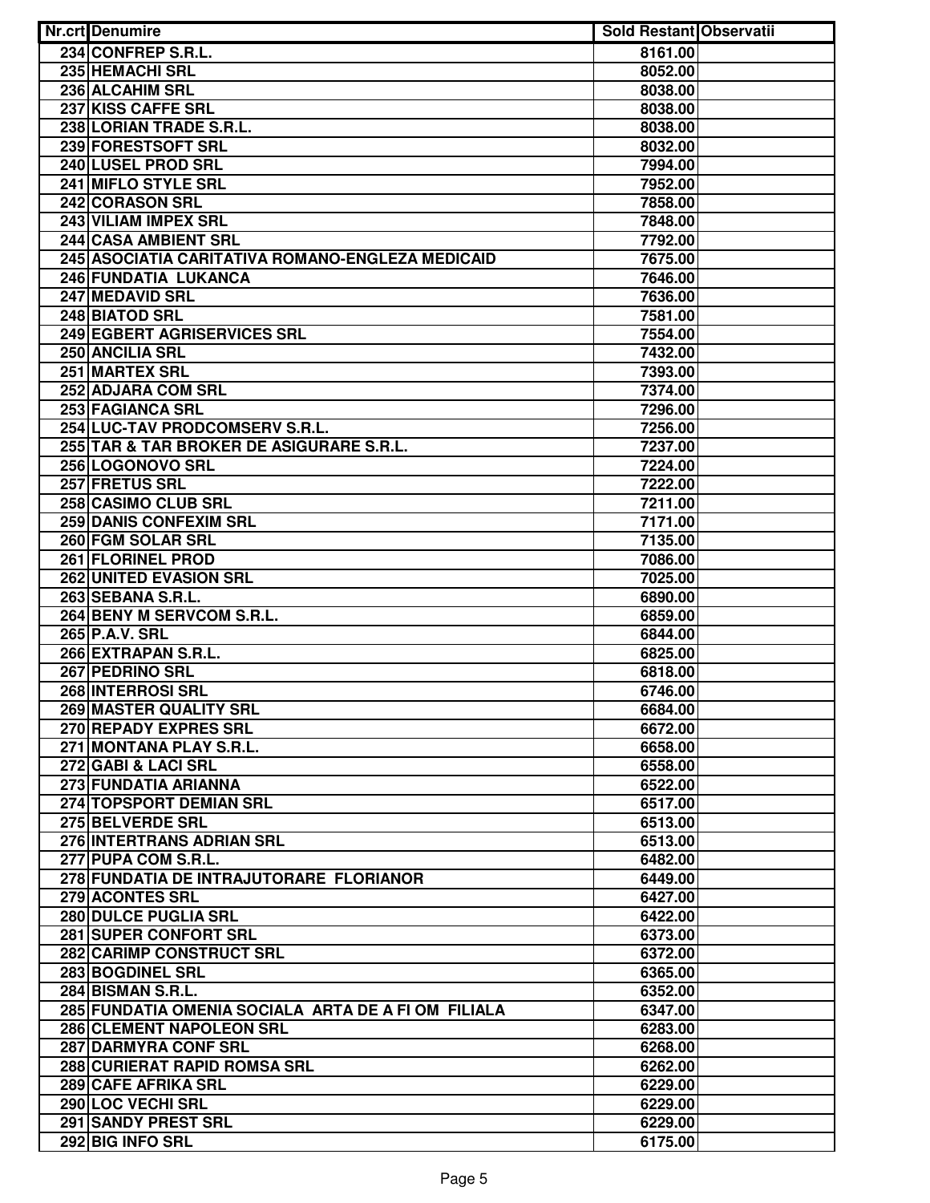| Nr.crt | Denumire | Sold Restant | Observatii |
|---|---|---|---|
| 234 | CONFREP S.R.L. | 8161.00 | |
| 235 | HEMACHI SRL | 8052.00 | |
| 236 | ALCAHIM SRL | 8038.00 | |
| 237 | KISS CAFFE SRL | 8038.00 | |
| 238 | LORIAN TRADE S.R.L. | 8038.00 | |
| 239 | FORESTSOFT SRL | 8032.00 | |
| 240 | LUSEL PROD SRL | 7994.00 | |
| 241 | MIFLO STYLE SRL | 7952.00 | |
| 242 | CORASON SRL | 7858.00 | |
| 243 | VILIAM IMPEX SRL | 7848.00 | |
| 244 | CASA AMBIENT SRL | 7792.00 | |
| 245 | ASOCIATIA CARITATIVA ROMANO-ENGLEZA MEDICAID | 7675.00 | |
| 246 | FUNDATIA LUKANCA | 7646.00 | |
| 247 | MEDAVID SRL | 7636.00 | |
| 248 | BIATOD SRL | 7581.00 | |
| 249 | EGBERT AGRISERVICES SRL | 7554.00 | |
| 250 | ANCILIA SRL | 7432.00 | |
| 251 | MARTEX SRL | 7393.00 | |
| 252 | ADJARA COM SRL | 7374.00 | |
| 253 | FAGIANCA SRL | 7296.00 | |
| 254 | LUC-TAV PRODCOMSERV S.R.L. | 7256.00 | |
| 255 | TAR & TAR BROKER DE ASIGURARE S.R.L. | 7237.00 | |
| 256 | LOGONOVO SRL | 7224.00 | |
| 257 | FRETUS SRL | 7222.00 | |
| 258 | CASIMO CLUB SRL | 7211.00 | |
| 259 | DANIS CONFEXIM SRL | 7171.00 | |
| 260 | FGM SOLAR SRL | 7135.00 | |
| 261 | FLORINEL PROD | 7086.00 | |
| 262 | UNITED EVASION SRL | 7025.00 | |
| 263 | SEBANA S.R.L. | 6890.00 | |
| 264 | BENY M SERVCOM S.R.L. | 6859.00 | |
| 265 | P.A.V. SRL | 6844.00 | |
| 266 | EXTRAPAN S.R.L. | 6825.00 | |
| 267 | PEDRINO SRL | 6818.00 | |
| 268 | INTERROSI SRL | 6746.00 | |
| 269 | MASTER QUALITY SRL | 6684.00 | |
| 270 | REPADY EXPRES SRL | 6672.00 | |
| 271 | MONTANA PLAY S.R.L. | 6658.00 | |
| 272 | GABI & LACI SRL | 6558.00 | |
| 273 | FUNDATIA ARIANNA | 6522.00 | |
| 274 | TOPSPORT DEMIAN SRL | 6517.00 | |
| 275 | BELVERDE SRL | 6513.00 | |
| 276 | INTERTRANS ADRIAN SRL | 6513.00 | |
| 277 | PUPA COM S.R.L. | 6482.00 | |
| 278 | FUNDATIA DE INTRAJUTORARE FLORIANOR | 6449.00 | |
| 279 | ACONTES SRL | 6427.00 | |
| 280 | DULCE PUGLIA SRL | 6422.00 | |
| 281 | SUPER CONFORT SRL | 6373.00 | |
| 282 | CARIMP CONSTRUCT SRL | 6372.00 | |
| 283 | BOGDINEL SRL | 6365.00 | |
| 284 | BISMAN S.R.L. | 6352.00 | |
| 285 | FUNDATIA OMENIA SOCIALA ARTA DE A FI OM FILIALA | 6347.00 | |
| 286 | CLEMENT NAPOLEON SRL | 6283.00 | |
| 287 | DARMYRA CONF SRL | 6268.00 | |
| 288 | CURIERAT RAPID ROMSA SRL | 6262.00 | |
| 289 | CAFE AFRIKA SRL | 6229.00 | |
| 290 | LOC VECHI SRL | 6229.00 | |
| 291 | SANDY PREST SRL | 6229.00 | |
| 292 | BIG INFO SRL | 6175.00 | |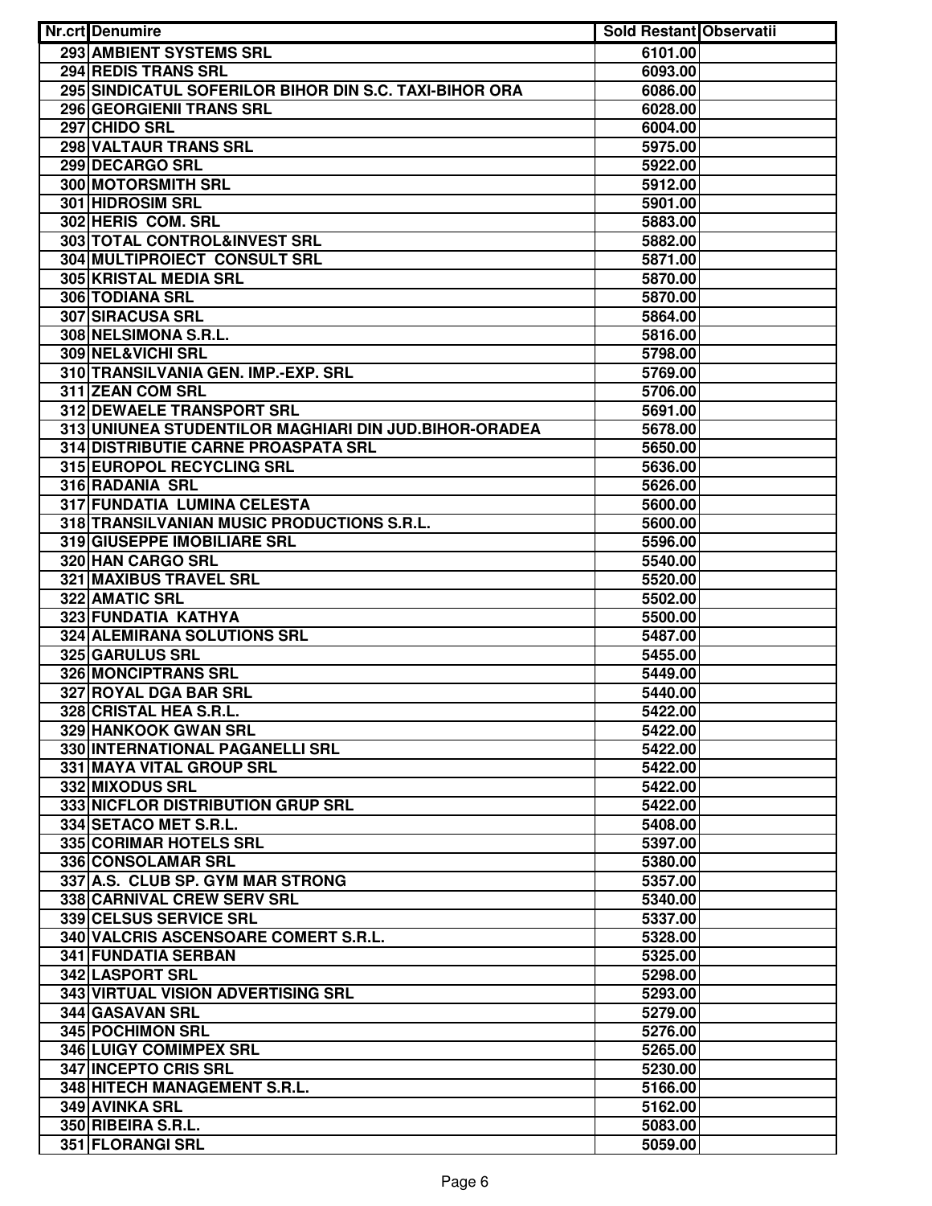| Nr.crt | Denumire | Sold Restant | Observatii |
|---|---|---|---|
| 293 | AMBIENT SYSTEMS SRL | 6101.00 | |
| 294 | REDIS TRANS SRL | 6093.00 | |
| 295 | SINDICATUL SOFERILOR BIHOR DIN S.C. TAXI-BIHOR ORA | 6086.00 | |
| 296 | GEORGIENII TRANS SRL | 6028.00 | |
| 297 | CHIDO SRL | 6004.00 | |
| 298 | VALTAUR TRANS SRL | 5975.00 | |
| 299 | DECARGO SRL | 5922.00 | |
| 300 | MOTORSMITH SRL | 5912.00 | |
| 301 | HIDROSIM SRL | 5901.00 | |
| 302 | HERIS  COM. SRL | 5883.00 | |
| 303 | TOTAL CONTROL&INVEST SRL | 5882.00 | |
| 304 | MULTIPROIECT  CONSULT SRL | 5871.00 | |
| 305 | KRISTAL MEDIA SRL | 5870.00 | |
| 306 | TODIANA SRL | 5870.00 | |
| 307 | SIRACUSA SRL | 5864.00 | |
| 308 | NELSIMONA S.R.L. | 5816.00 | |
| 309 | NEL&VICHI SRL | 5798.00 | |
| 310 | TRANSILVANIA GEN. IMP.-EXP. SRL | 5769.00 | |
| 311 | ZEAN COM SRL | 5706.00 | |
| 312 | DEWAELE TRANSPORT SRL | 5691.00 | |
| 313 | UNIUNEA STUDENTILOR MAGHIARI DIN JUD.BIHOR-ORADEA | 5678.00 | |
| 314 | DISTRIBUTIE CARNE PROASPATA SRL | 5650.00 | |
| 315 | EUROPOL RECYCLING SRL | 5636.00 | |
| 316 | RADANIA  SRL | 5626.00 | |
| 317 | FUNDATIA  LUMINA CELESTA | 5600.00 | |
| 318 | TRANSILVANIAN MUSIC PRODUCTIONS S.R.L. | 5600.00 | |
| 319 | GIUSEPPE IMOBILIARE SRL | 5596.00 | |
| 320 | HAN CARGO SRL | 5540.00 | |
| 321 | MAXIBUS TRAVEL SRL | 5520.00 | |
| 322 | AMATIC SRL | 5502.00 | |
| 323 | FUNDATIA  KATHYA | 5500.00 | |
| 324 | ALEMIRANA SOLUTIONS SRL | 5487.00 | |
| 325 | GARULUS SRL | 5455.00 | |
| 326 | MONCIPTRANS SRL | 5449.00 | |
| 327 | ROYAL DGA BAR SRL | 5440.00 | |
| 328 | CRISTAL HEA S.R.L. | 5422.00 | |
| 329 | HANKOOK GWAN SRL | 5422.00 | |
| 330 | INTERNATIONAL PAGANELLI SRL | 5422.00 | |
| 331 | MAYA VITAL GROUP SRL | 5422.00 | |
| 332 | MIXODUS SRL | 5422.00 | |
| 333 | NICFLOR DISTRIBUTION GRUP SRL | 5422.00 | |
| 334 | SETACO MET S.R.L. | 5408.00 | |
| 335 | CORIMAR HOTELS SRL | 5397.00 | |
| 336 | CONSOLAMAR SRL | 5380.00 | |
| 337 | A.S.  CLUB SP. GYM MAR STRONG | 5357.00 | |
| 338 | CARNIVAL CREW SERV SRL | 5340.00 | |
| 339 | CELSUS SERVICE SRL | 5337.00 | |
| 340 | VALCRIS ASCENSOARE COMERT S.R.L. | 5328.00 | |
| 341 | FUNDATIA SERBAN | 5325.00 | |
| 342 | LASPORT SRL | 5298.00 | |
| 343 | VIRTUAL VISION ADVERTISING SRL | 5293.00 | |
| 344 | GASAVAN SRL | 5279.00 | |
| 345 | POCHIMON SRL | 5276.00 | |
| 346 | LUIGY COMIMPEX SRL | 5265.00 | |
| 347 | INCEPTO CRIS SRL | 5230.00 | |
| 348 | HITECH MANAGEMENT S.R.L. | 5166.00 | |
| 349 | AVINKA SRL | 5162.00 | |
| 350 | RIBEIRA S.R.L. | 5083.00 | |
| 351 | FLORANGI SRL | 5059.00 | |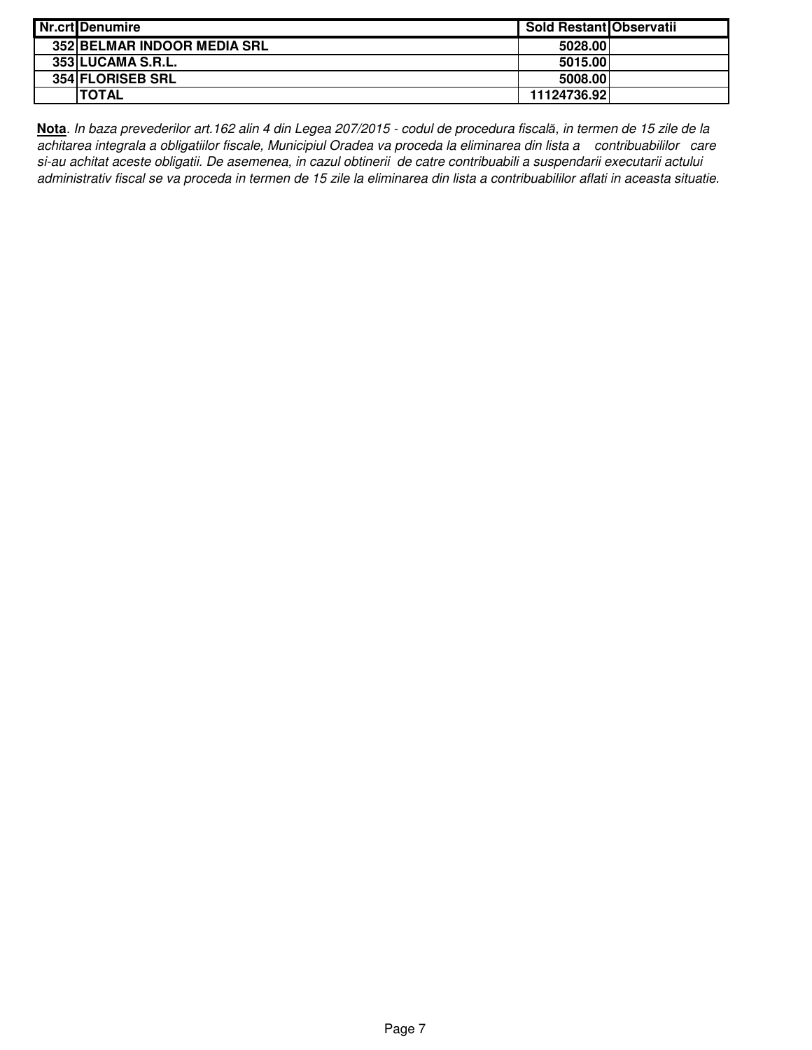| Nr.crt | Denumire | Sold Restant | Observatii |
| --- | --- | --- | --- |
| 352 | BELMAR INDOOR MEDIA SRL | 5028.00 | |
| 353 | LUCAMA S.R.L. | 5015.00 | |
| 354 | FLORISEB SRL | 5008.00 | |
| | TOTAL | 11124736.92 | |

**Nota**. *In baza prevederilor art.162 alin 4 din Legea 207/2015 - codul de procedura fiscală, in termen de 15 zile de la achitarea integrala a obligatiilor fiscale, Municipiul Oradea va proceda la eliminarea din lista a contribuabililor care si-au achitat aceste obligatii. De asemenea, in cazul obtinerii de catre contribuabili a suspendarii executarii actului administrativ fiscal se va proceda in termen de 15 zile la eliminarea din lista a contribuabililor aflati in aceasta situatie.*